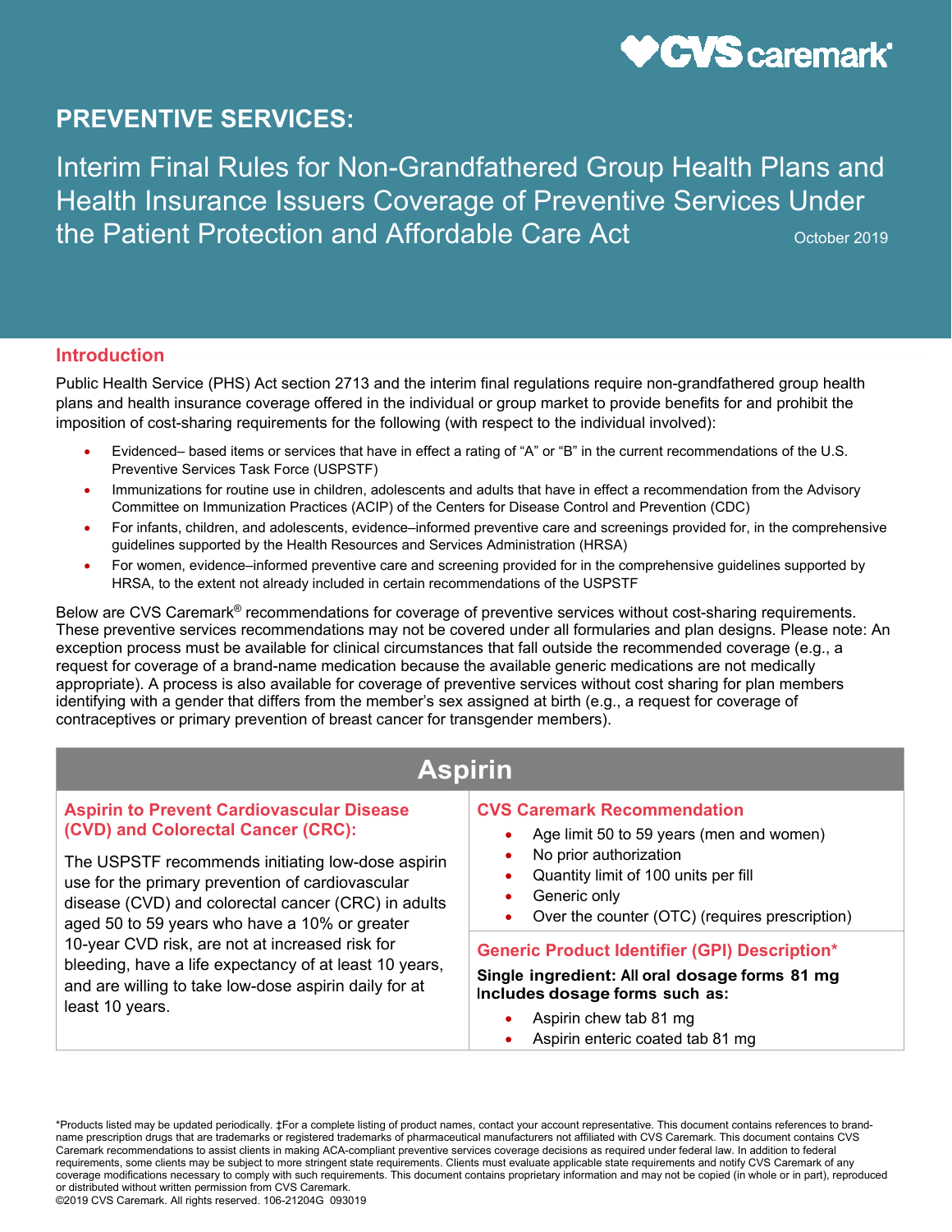# PREVENTIVE SERVICES:

## Interim Final Rules for Non-Grandfathered Group Health Plans and Health Insurance Issuers Coverage of Preventive Services Under the Patient Protection and Affordable Care Act

October 2019

## Introduction

Public Health Service (PHS) Act section 2713 and the interim final regulations require non-grandfathered group health plans and health insurance coverage offered in the individual or group market to provide benefits for and prohibit the imposition of cost-sharing requirements for the following (with respect to the individual involved):

- Evidenced– based items or services that have in effect a rating of "A" or "B" in the current recommendations of the U.S. Preventive Services Task Force (USPSTF)
- Immunizations for routine use in children, adolescents and adults that have in effect a recommendation from the Advisory Committee on Immunization Practices (ACIP) of the Centers for Disease Control and Prevention (CDC)
- For infants, children, and adolescents, evidence–informed preventive care and screenings provided for, in the comprehensive guidelines supported by the Health Resources and Services Administration (HRSA)
- For women, evidence–informed preventive care and screening provided for in the comprehensive guidelines supported by HRSA, to the extent not already included in certain recommendations of the USPSTF

Below are CVS Caremark® recommendations for coverage of preventive services without cost-sharing requirements. These preventive services recommendations may not be covered under all formularies and plan designs. Please note: An exception process must be available for clinical circumstances that fall outside the recommended coverage (e.g., a request for coverage of a brand-name medication because the available generic medications are not medically appropriate). A process is also available for coverage of preventive services without cost sharing for plan members identifying with a gender that differs from the member's sex assigned at birth (e.g., a request for coverage of contraceptives or primary prevention of breast cancer for transgender members).

## Aspirin

| Aspirin to Prevent Cardiovascular Disease (CVD) and Colorectal Cancer (CRC): | CVS Caremark Recommendation |
|---|---|
| The USPSTF recommends initiating low-dose aspirin use for the primary prevention of cardiovascular disease (CVD) and colorectal cancer (CRC) in adults aged 50 to 59 years who have a 10% or greater 10-year CVD risk, are not at increased risk for bleeding, have a life expectancy of at least 10 years, and are willing to take low-dose aspirin daily for at least 10 years. | • Age limit 50 to 59 years (men and women)<br>• No prior authorization<br>• Quantity limit of 100 units per fill<br>• Generic only<br>• Over the counter (OTC) (requires prescription)<br><br>**Generic Product Identifier (GPI) Description\***<br>**Single ingredient: All oral dosage forms 81 mg Includes dosage forms such as:**<br>• Aspirin chew tab 81 mg<br>• Aspirin enteric coated tab 81 mg |

*Products listed may be updated periodically. ‡For a complete listing of product names, contact your account representative. This document contains references to brand-name prescription drugs that are trademarks or registered trademarks of pharmaceutical manufacturers not affiliated with CVS Caremark. This document contains CVS Caremark recommendations to assist clients in making ACA-compliant preventive services coverage decisions as required under federal law. In addition to federal requirements, some clients may be subject to more stringent state requirements. Clients must evaluate applicable state requirements and notify CVS Caremark of any coverage modifications necessary to comply with such requirements. This document contains proprietary information and may not be copied (in whole or in part), reproduced or distributed without written permission from CVS Caremark.

©2019 CVS Caremark. All rights reserved. 106-21204G 093019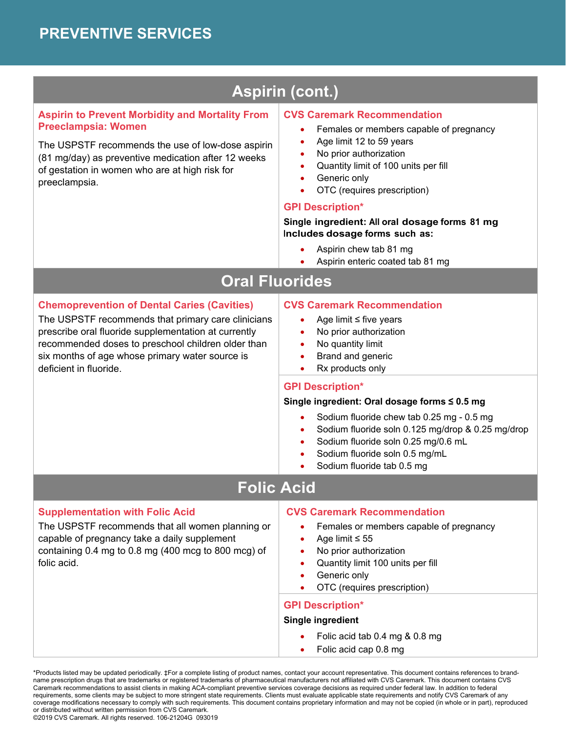# PREVENTIVE SERVICES

## Aspirin (cont.)

| Aspirin to Prevent Morbidity and Mortality From Preeclampsia: Women | CVS Caremark Recommendation |
|---|---|
| The USPSTF recommends the use of low-dose aspirin (81 mg/day) as preventive medication after 12 weeks of gestation in women who are at high risk for preeclampsia. | • Females or members capable of pregnancy<br>• Age limit 12 to 59 years<br>• No prior authorization<br>• Quantity limit of 100 units per fill<br>• Generic only<br>• OTC (requires prescription)<br><br>**GPI Description***<br>**Single ingredient: All oral dosage forms 81 mg**<br>**Includes dosage forms such as:**<br>• Aspirin chew tab 81 mg<br>• Aspirin enteric coated tab 81 mg |

## Oral Fluorides

| Chemoprevention of Dental Caries (Cavities) | CVS Caremark Recommendation |
|---|---|
| The USPSTF recommends that primary care clinicians prescribe oral fluoride supplementation at currently recommended doses to preschool children older than six months of age whose primary water source is deficient in fluoride. | • Age limit ≤ five years<br>• No prior authorization<br>• No quantity limit<br>• Brand and generic<br>• Rx products only<br><br>**GPI Description***<br>**Single ingredient: Oral dosage forms ≤ 0.5 mg**<br>• Sodium fluoride chew tab 0.25 mg - 0.5 mg<br>• Sodium fluoride soln 0.125 mg/drop & 0.25 mg/drop<br>• Sodium fluoride soln 0.25 mg/0.6 mL<br>• Sodium fluoride soln 0.5 mg/mL<br>• Sodium fluoride tab 0.5 mg |

## Folic Acid

| Supplementation with Folic Acid | CVS Caremark Recommendation |
|---|---|
| The USPSTF recommends that all women planning or capable of pregnancy take a daily supplement containing 0.4 mg to 0.8 mg (400 mcg to 800 mcg) of folic acid. | • Females or members capable of pregnancy<br>• Age limit ≤ 55<br>• No prior authorization<br>• Quantity limit 100 units per fill<br>• Generic only<br>• OTC (requires prescription)<br><br>**GPI Description***<br>**Single ingredient**<br>• Folic acid tab 0.4 mg & 0.8 mg<br>• Folic acid cap 0.8 mg |

*Products listed may be updated periodically. ‡For a complete listing of product names, contact your account representative. This document contains references to brand-name prescription drugs that are trademarks or registered trademarks of pharmaceutical manufacturers not affiliated with CVS Caremark. This document contains CVS Caremark recommendations to assist clients in making ACA-compliant preventive services coverage decisions as required under federal law. In addition to federal requirements, some clients may be subject to more stringent state requirements. Clients must evaluate applicable state requirements and notify CVS Caremark of any coverage modifications necessary to comply with such requirements. This document contains proprietary information and may not be copied (in whole or in part), reproduced or distributed without written permission from CVS Caremark.
©2019 CVS Caremark. All rights reserved. 106-21204G 093019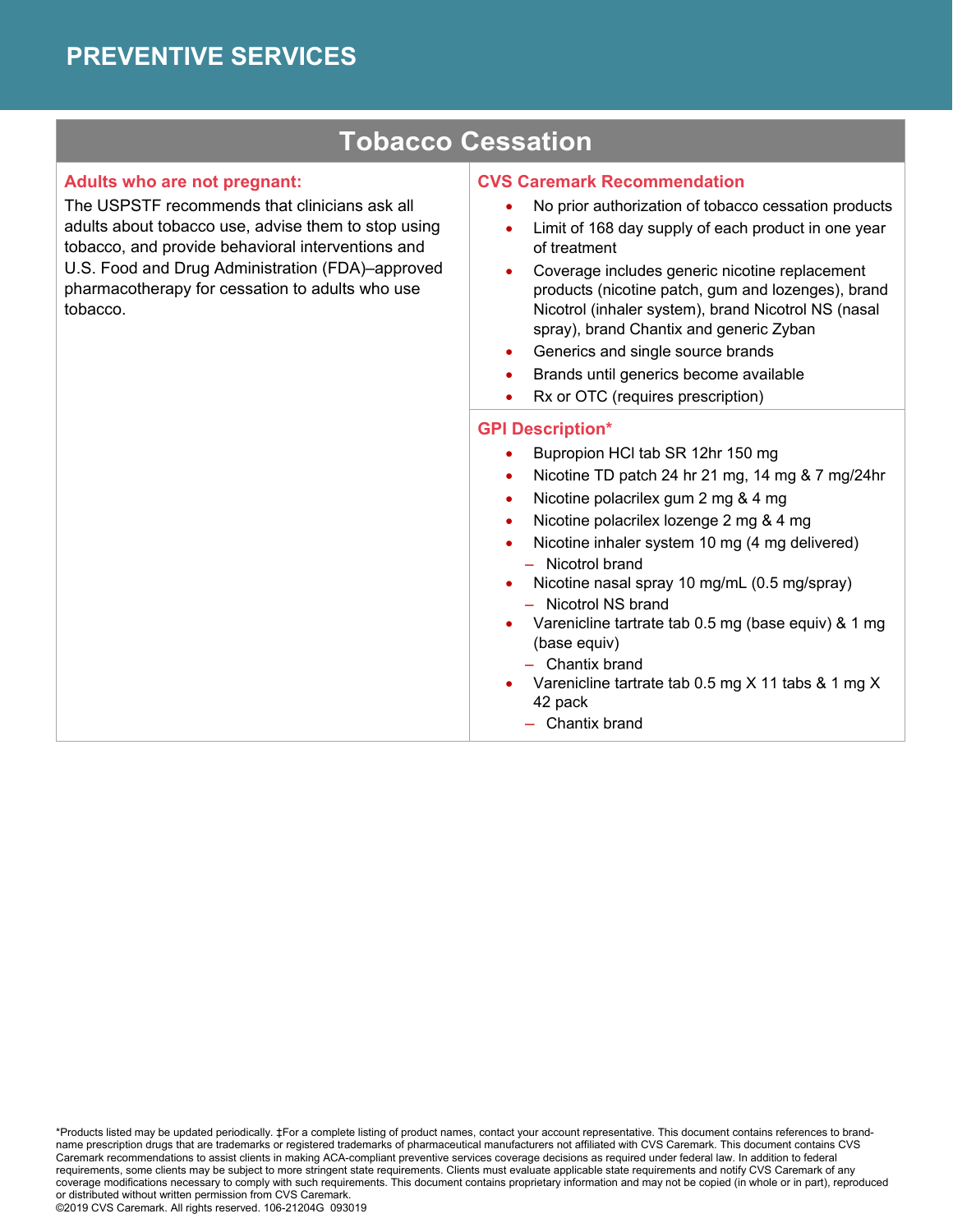# PREVENTIVE SERVICES

## Tobacco Cessation

### Adults who are not pregnant:

The USPSTF recommends that clinicians ask all adults about tobacco use, advise them to stop using tobacco, and provide behavioral interventions and U.S. Food and Drug Administration (FDA)–approved pharmacotherapy for cessation to adults who use tobacco.

### CVS Caremark Recommendation

- No prior authorization of tobacco cessation products
- Limit of 168 day supply of each product in one year of treatment
- Coverage includes generic nicotine replacement products (nicotine patch, gum and lozenges), brand Nicotrol (inhaler system), brand Nicotrol NS (nasal spray), brand Chantix and generic Zyban
- Generics and single source brands
- Brands until generics become available
- Rx or OTC (requires prescription)

### GPI Description*

- Bupropion HCl tab SR 12hr 150 mg
- Nicotine TD patch 24 hr 21 mg, 14 mg & 7 mg/24hr
- Nicotine polacrilex gum 2 mg & 4 mg
- Nicotine polacrilex lozenge 2 mg & 4 mg
- Nicotine inhaler system 10 mg (4 mg delivered)
  - Nicotrol brand
- Nicotine nasal spray 10 mg/mL (0.5 mg/spray)
  - Nicotrol NS brand
- Varenicline tartrate tab 0.5 mg (base equiv) & 1 mg (base equiv)
  - Chantix brand
- Varenicline tartrate tab 0.5 mg X 11 tabs & 1 mg X 42 pack
  - Chantix brand

*Products listed may be updated periodically. ‡For a complete listing of product names, contact your account representative. This document contains references to brand-name prescription drugs that are trademarks or registered trademarks of pharmaceutical manufacturers not affiliated with CVS Caremark. This document contains CVS Caremark recommendations to assist clients in making ACA-compliant preventive services coverage decisions as required under federal law. In addition to federal requirements, some clients may be subject to more stringent state requirements. Clients must evaluate applicable state requirements and notify CVS Caremark of any coverage modifications necessary to comply with such requirements. This document contains proprietary information and may not be copied (in whole or in part), reproduced or distributed without written permission from CVS Caremark.
©2019 CVS Caremark. All rights reserved. 106-21204G 093019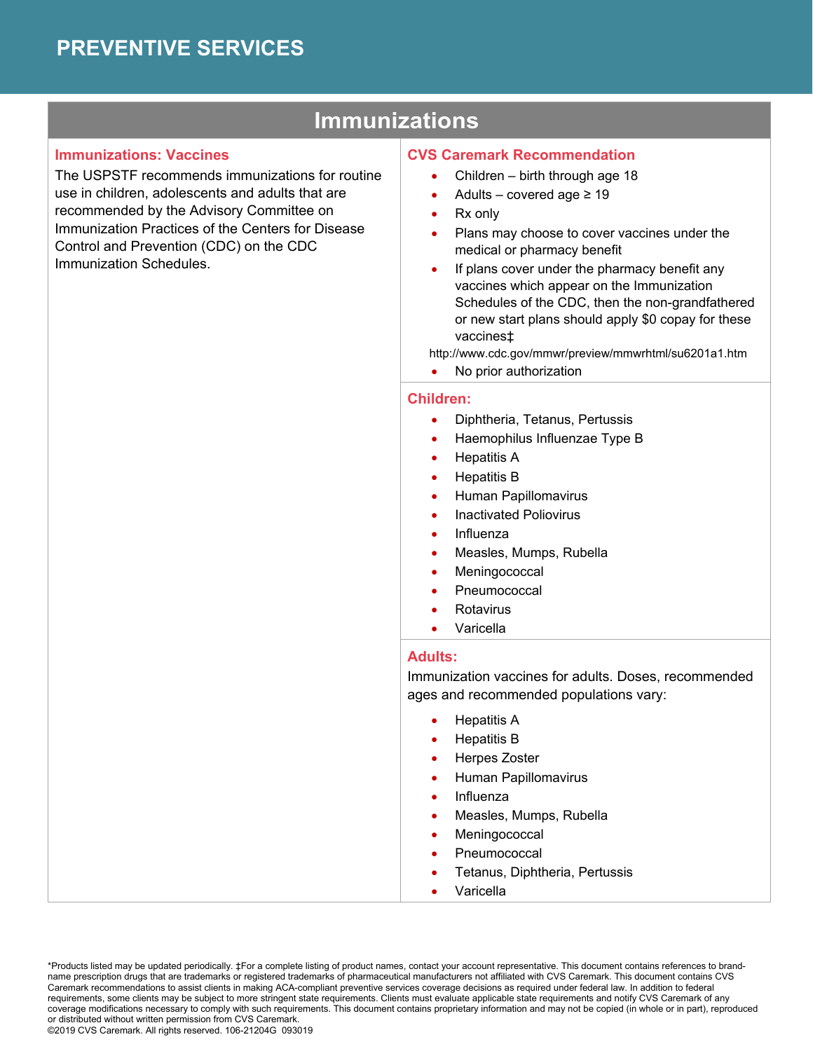# PREVENTIVE SERVICES

## Immunizations

| Immunizations: Vaccines | CVS Caremark Recommendation |
|---|---|
| The USPSTF recommends immunizations for routine use in children, adolescents and adults that are recommended by the Advisory Committee on Immunization Practices of the Centers for Disease Control and Prevention (CDC) on the CDC Immunization Schedules. | • Children – birth through age 18<br>• Adults – covered age ≥ 19<br>• Rx only<br>• Plans may choose to cover vaccines under the medical or pharmacy benefit<br>• If plans cover under the pharmacy benefit any vaccines which appear on the Immunization Schedules of the CDC, then the non-grandfathered or new start plans should apply $0 copay for these vaccines‡<br>http://www.cdc.gov/mmwr/preview/mmwrhtml/su6201a1.htm<br>• No prior authorization |
| | **Children:**<br>• Diphtheria, Tetanus, Pertussis<br>• Haemophilus Influenzae Type B<br>• Hepatitis A<br>• Hepatitis B<br>• Human Papillomavirus<br>• Inactivated Poliovirus<br>• Influenza<br>• Measles, Mumps, Rubella<br>• Meningococcal<br>• Pneumococcal<br>• Rotavirus<br>• Varicella |
| | **Adults:**<br>Immunization vaccines for adults. Doses, recommended ages and recommended populations vary:<br>• Hepatitis A<br>• Hepatitis B<br>• Herpes Zoster<br>• Human Papillomavirus<br>• Influenza<br>• Measles, Mumps, Rubella<br>• Meningococcal<br>• Pneumococcal<br>• Tetanus, Diphtheria, Pertussis<br>• Varicella |

*Products listed may be updated periodically. ‡For a complete listing of product names, contact your account representative. This document contains references to brand-name prescription drugs that are trademarks or registered trademarks of pharmaceutical manufacturers not affiliated with CVS Caremark. This document contains CVS Caremark recommendations to assist clients in making ACA-compliant preventive services coverage decisions as required under federal law. In addition to federal requirements, some clients may be subject to more stringent state requirements. Clients must evaluate applicable state requirements and notify CVS Caremark of any coverage modifications necessary to comply with such requirements. This document contains proprietary information and may not be copied (in whole or in part), reproduced or distributed without written permission from CVS Caremark.
©2019 CVS Caremark. All rights reserved. 106-21204G 093019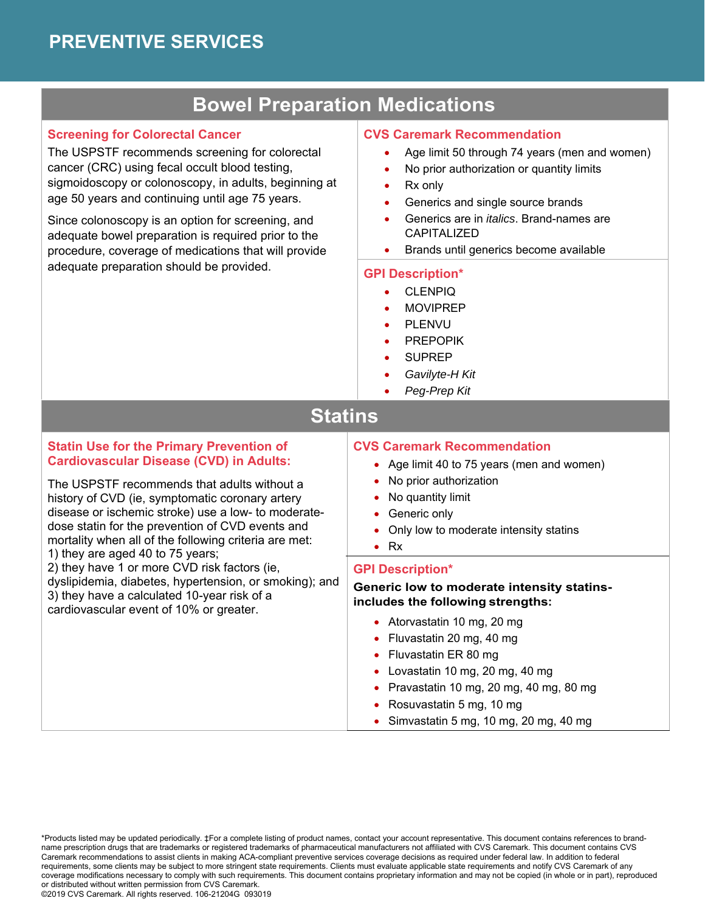# PREVENTIVE SERVICES

## Bowel Preparation Medications

### Screening for Colorectal Cancer

The USPSTF recommends screening for colorectal cancer (CRC) using fecal occult blood testing, sigmoidoscopy or colonoscopy, in adults, beginning at age 50 years and continuing until age 75 years.

Since colonoscopy is an option for screening, and adequate bowel preparation is required prior to the procedure, coverage of medications that will provide adequate preparation should be provided.

### CVS Caremark Recommendation

- Age limit 50 through 74 years (men and women)
- No prior authorization or quantity limits
- Rx only
- Generics and single source brands
- Generics are in *italics*. Brand-names are CAPITALIZED
- Brands until generics become available

### GPI Description*

- CLENPIQ
- MOVIPREP
- PLENVU
- PREPOPIK
- SUPREP
- *Gavilyte-H Kit*
- *Peg-Prep Kit*

## Statins

### Statin Use for the Primary Prevention of Cardiovascular Disease (CVD) in Adults:

The USPSTF recommends that adults without a history of CVD (ie, symptomatic coronary artery disease or ischemic stroke) use a low- to moderate-dose statin for the prevention of CVD events and mortality when all of the following criteria are met:
1) they are aged 40 to 75 years;
2) they have 1 or more CVD risk factors (ie, dyslipidemia, diabetes, hypertension, or smoking); and
3) they have a calculated 10-year risk of a cardiovascular event of 10% or greater.

### CVS Caremark Recommendation

- Age limit 40 to 75 years (men and women)
- No prior authorization
- No quantity limit
- Generic only
- Only low to moderate intensity statins
- Rx

### GPI Description*

**Generic low to moderate intensity statins- includes the following strengths:**

- Atorvastatin 10 mg, 20 mg
- Fluvastatin 20 mg, 40 mg
- Fluvastatin ER 80 mg
- Lovastatin 10 mg, 20 mg, 40 mg
- Pravastatin 10 mg, 20 mg, 40 mg, 80 mg
- Rosuvastatin 5 mg, 10 mg
- Simvastatin 5 mg, 10 mg, 20 mg, 40 mg

*Products listed may be updated periodically. ‡For a complete listing of product names, contact your account representative. This document contains references to brand-name prescription drugs that are trademarks or registered trademarks of pharmaceutical manufacturers not affiliated with CVS Caremark. This document contains CVS Caremark recommendations to assist clients in making ACA-compliant preventive services coverage decisions as required under federal law. In addition to federal requirements, some clients may be subject to more stringent state requirements. Clients must evaluate applicable state requirements and notify CVS Caremark of any coverage modifications necessary to comply with such requirements. This document contains proprietary information and may not be copied (in whole or in part), reproduced or distributed without written permission from CVS Caremark.
©2019 CVS Caremark. All rights reserved. 106-21204G 093019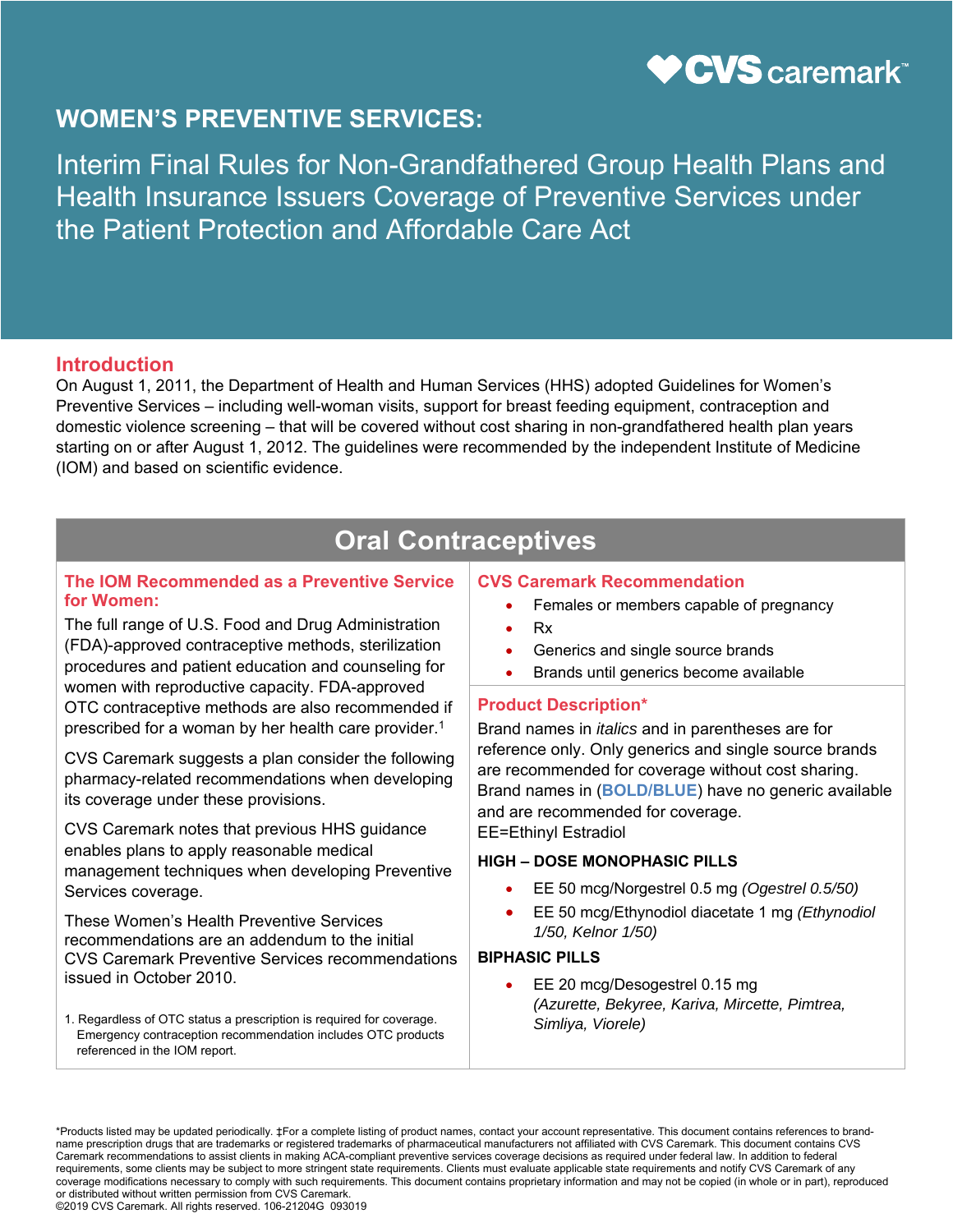CVS caremark™

# WOMEN'S PREVENTIVE SERVICES:

## Interim Final Rules for Non-Grandfathered Group Health Plans and Health Insurance Issuers Coverage of Preventive Services under the Patient Protection and Affordable Care Act

### Introduction

On August 1, 2011, the Department of Health and Human Services (HHS) adopted Guidelines for Women's Preventive Services – including well-woman visits, support for breast feeding equipment, contraception and domestic violence screening – that will be covered without cost sharing in non-grandfathered health plan years starting on or after August 1, 2012. The guidelines were recommended by the independent Institute of Medicine (IOM) and based on scientific evidence.

## Oral Contraceptives

### The IOM Recommended as a Preventive Service for Women:

The full range of U.S. Food and Drug Administration (FDA)-approved contraceptive methods, sterilization procedures and patient education and counseling for women with reproductive capacity. FDA-approved OTC contraceptive methods are also recommended if prescribed for a woman by her health care provider.[1]

CVS Caremark suggests a plan consider the following pharmacy-related recommendations when developing its coverage under these provisions.

CVS Caremark notes that previous HHS guidance enables plans to apply reasonable medical management techniques when developing Preventive Services coverage.

These Women's Health Preventive Services recommendations are an addendum to the initial CVS Caremark Preventive Services recommendations issued in October 2010.

1. Regardless of OTC status a prescription is required for coverage. Emergency contraception recommendation includes OTC products referenced in the IOM report.

### CVS Caremark Recommendation

- Females or members capable of pregnancy
- Rx
- Generics and single source brands
- Brands until generics become available

### Product Description*

Brand names in *italics* and in parentheses are for reference only. Only generics and single source brands are recommended for coverage without cost sharing. Brand names in (**BOLD/BLUE**) have no generic available and are recommended for coverage.
EE=Ethinyl Estradiol

**HIGH – DOSE MONOPHASIC PILLS**

- EE 50 mcg/Norgestrel 0.5 mg *(Ogestrel 0.5/50)*
- EE 50 mcg/Ethynodiol diacetate 1 mg *(Ethynodiol 1/50, Kelnor 1/50)*

**BIPHASIC PILLS**

- EE 20 mcg/Desogestrel 0.15 mg *(Azurette, Bekyree, Kariva, Mircette, Pimtrea, Simliya, Viorele)*

*Products listed may be updated periodically. ‡For a complete listing of product names, contact your account representative. This document contains references to brand-name prescription drugs that are trademarks or registered trademarks of pharmaceutical manufacturers not affiliated with CVS Caremark. This document contains CVS Caremark recommendations to assist clients in making ACA-compliant preventive services coverage decisions as required under federal law. In addition to federal requirements, some clients may be subject to more stringent state requirements. Clients must evaluate applicable state requirements and notify CVS Caremark of any coverage modifications necessary to comply with such requirements. This document contains proprietary information and may not be copied (in whole or in part), reproduced or distributed without written permission from CVS Caremark.
©2019 CVS Caremark. All rights reserved. 106-21204G 093019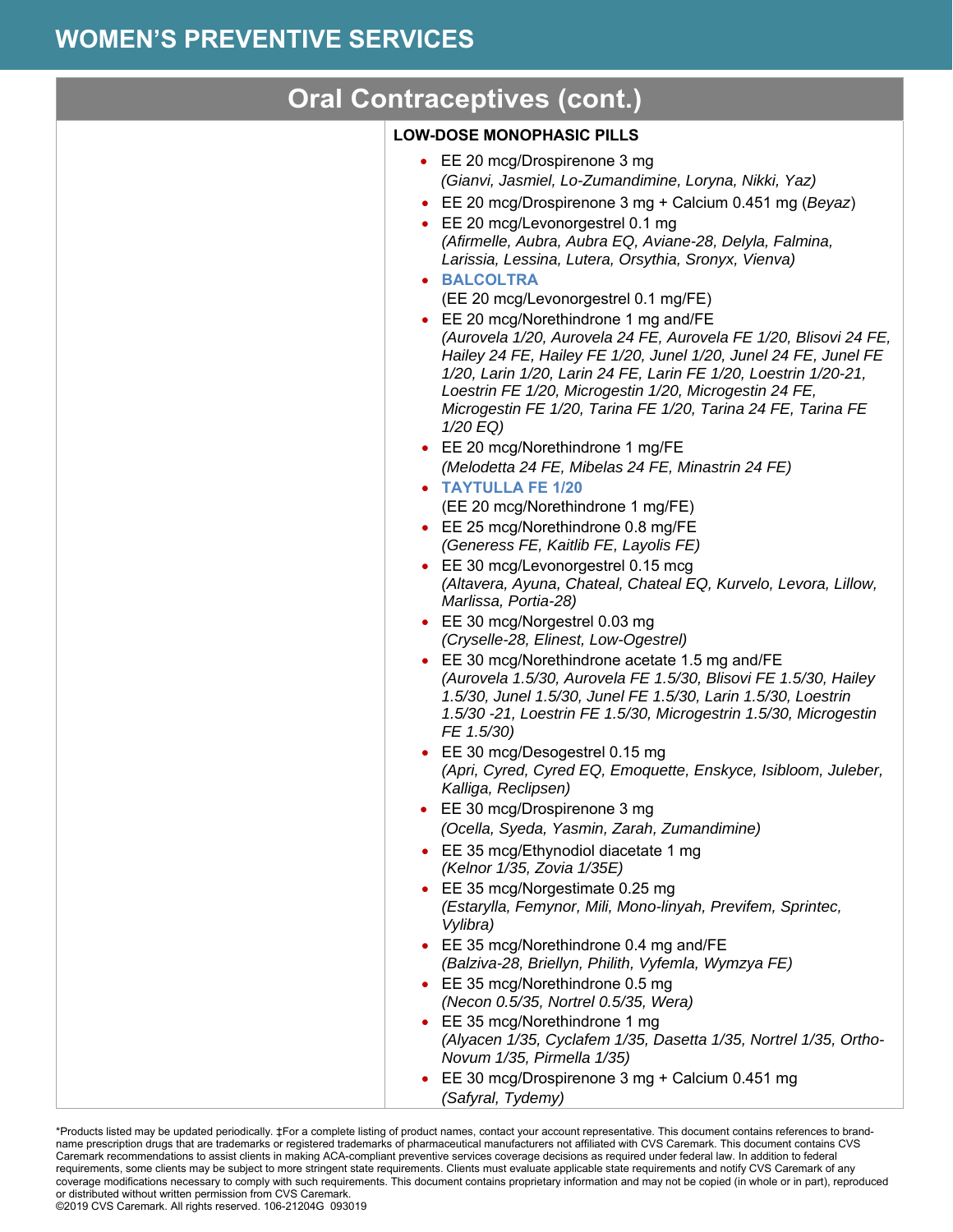# WOMEN'S PREVENTIVE SERVICES

## Oral Contraceptives (cont.)

**LOW-DOSE MONOPHASIC PILLS**

- EE 20 mcg/Drospirenone 3 mg
  *(Gianvi, Jasmiel, Lo-Zumandimine, Loryna, Nikki, Yaz)*
- EE 20 mcg/Drospirenone 3 mg + Calcium 0.451 mg (*Beyaz*)
- EE 20 mcg/Levonorgestrel 0.1 mg
  *(Afirmelle, Aubra, Aubra EQ, Aviane-28, Delyla, Falmina, Larissia, Lessina, Lutera, Orsythia, Sronyx, Vienva)*
- **BALCOLTRA**
  (EE 20 mcg/Levonorgestrel 0.1 mg/FE)
- EE 20 mcg/Norethindrone 1 mg and/FE
  *(Aurovela 1/20, Aurovela 24 FE, Aurovela FE 1/20, Blisovi 24 FE, Hailey 24 FE, Hailey FE 1/20, Junel 1/20, Junel 24 FE, Junel FE 1/20, Larin 1/20, Larin 24 FE, Larin FE 1/20, Loestrin 1/20-21, Loestrin FE 1/20, Microgestin 1/20, Microgestin 24 FE, Microgestin FE 1/20, Tarina FE 1/20, Tarina 24 FE, Tarina FE 1/20 EQ)*
- EE 20 mcg/Norethindrone 1 mg/FE
  *(Melodetta 24 FE, Mibelas 24 FE, Minastrin 24 FE)*
- **TAYTULLA FE 1/20**
  (EE 20 mcg/Norethindrone 1 mg/FE)
- EE 25 mcg/Norethindrone 0.8 mg/FE
  *(Generess FE, Kaitlib FE, Layolis FE)*
- EE 30 mcg/Levonorgestrel 0.15 mcg
  *(Altavera, Ayuna, Chateal, Chateal EQ, Kurvelo, Levora, Lillow, Marlissa, Portia-28)*
- EE 30 mcg/Norgestrel 0.03 mg
  *(Cryselle-28, Elinest, Low-Ogestrel)*
- EE 30 mcg/Norethindrone acetate 1.5 mg and/FE
  *(Aurovela 1.5/30, Aurovela FE 1.5/30, Blisovi FE 1.5/30, Hailey 1.5/30, Junel 1.5/30, Junel FE 1.5/30, Larin 1.5/30, Loestrin 1.5/30 -21, Loestrin FE 1.5/30, Microgestrin 1.5/30, Microgestin FE 1.5/30)*
- EE 30 mcg/Desogestrel 0.15 mg
  *(Apri, Cyred, Cyred EQ, Emoquette, Enskyce, Isibloom, Juleber, Kalliga, Reclipsen)*
- EE 30 mcg/Drospirenone 3 mg
  *(Ocella, Syeda, Yasmin, Zarah, Zumandimine)*
- EE 35 mcg/Ethynodiol diacetate 1 mg
  *(Kelnor 1/35, Zovia 1/35E)*
- EE 35 mcg/Norgestimate 0.25 mg
  *(Estarylla, Femynor, Mili, Mono-linyah, Previfem, Sprintec, Vylibra)*
- EE 35 mcg/Norethindrone 0.4 mg and/FE
  *(Balziva-28, Briellyn, Philith, Vyfemla, Wymzya FE)*
- EE 35 mcg/Norethindrone 0.5 mg
  *(Necon 0.5/35, Nortrel 0.5/35, Wera)*
- EE 35 mcg/Norethindrone 1 mg
  *(Alyacen 1/35, Cyclafem 1/35, Dasetta 1/35, Nortrel 1/35, Ortho-Novum 1/35, Pirmella 1/35)*
- EE 30 mcg/Drospirenone 3 mg + Calcium 0.451 mg
  *(Safyral, Tydemy)*

*Products listed may be updated periodically. ‡For a complete listing of product names, contact your account representative. This document contains references to brand-name prescription drugs that are trademarks or registered trademarks of pharmaceutical manufacturers not affiliated with CVS Caremark. This document contains CVS Caremark recommendations to assist clients in making ACA-compliant preventive services coverage decisions as required under federal law. In addition to federal requirements, some clients may be subject to more stringent state requirements. Clients must evaluate applicable state requirements and notify CVS Caremark of any coverage modifications necessary to comply with such requirements. This document contains proprietary information and may not be copied (in whole or in part), reproduced or distributed without written permission from CVS Caremark.
©2019 CVS Caremark. All rights reserved. 106-21204G 093019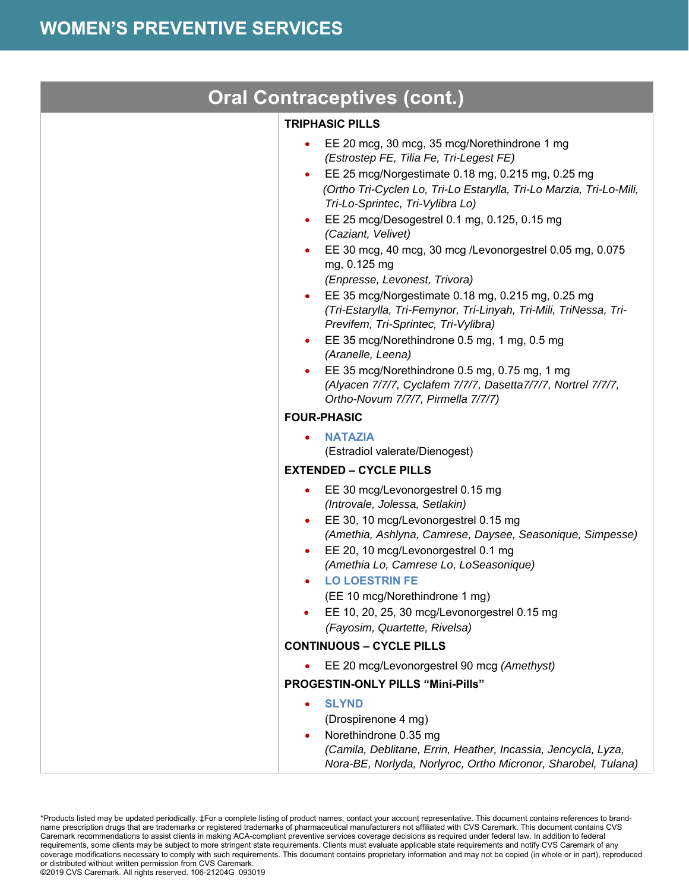# WOMEN'S PREVENTIVE SERVICES

## Oral Contraceptives (cont.)

**TRIPHASIC PILLS**

- EE 20 mcg, 30 mcg, 35 mcg/Norethindrone 1 mg
  *(Estrostep FE, Tilia Fe, Tri-Legest FE)*
- EE 25 mcg/Norgestimate 0.18 mg, 0.215 mg, 0.25 mg
  *(Ortho Tri-Cyclen Lo, Tri-Lo Estarylla, Tri-Lo Marzia, Tri-Lo-Mili, Tri-Lo-Sprintec, Tri-Vylibra Lo)*
- EE 25 mcg/Desogestrel 0.1 mg, 0.125, 0.15 mg
  *(Caziant, Velivet)*
- EE 30 mcg, 40 mcg, 30 mcg /Levonorgestrel 0.05 mg, 0.075 mg, 0.125 mg
  *(Enpresse, Levonest, Trivora)*
- EE 35 mcg/Norgestimate 0.18 mg, 0.215 mg, 0.25 mg
  *(Tri-Estarylla, Tri-Femynor, Tri-Linyah, Tri-Mili, TriNessa, Tri-Previfem, Tri-Sprintec, Tri-Vylibra)*
- EE 35 mcg/Norethindrone 0.5 mg, 1 mg, 0.5 mg
  *(Aranelle, Leena)*
- EE 35 mcg/Norethindrone 0.5 mg, 0.75 mg, 1 mg
  *(Alyacen 7/7/7, Cyclafem 7/7/7, Dasetta7/7/7, Nortrel 7/7/7, Ortho-Novum 7/7/7, Pirmella 7/7/7)*

**FOUR-PHASIC**

- **NATAZIA**
  (Estradiol valerate/Dienogest)

**EXTENDED – CYCLE PILLS**

- EE 30 mcg/Levonorgestrel 0.15 mg
  *(Introvale, Jolessa, Setlakin)*
- EE 30, 10 mcg/Levonorgestrel 0.15 mg
  *(Amethia, Ashlyna, Camrese, Daysee, Seasonique, Simpesse)*
- EE 20, 10 mcg/Levonorgestrel 0.1 mg
  *(Amethia Lo, Camrese Lo, LoSeasonique)*
- **LO LOESTRIN FE**
  (EE 10 mcg/Norethindrone 1 mg)
- EE 10, 20, 25, 30 mcg/Levonorgestrel 0.15 mg
  *(Fayosim, Quartette, Rivelsa)*

**CONTINUOUS – CYCLE PILLS**

- EE 20 mcg/Levonorgestrel 90 mcg *(Amethyst)*

**PROGESTIN-ONLY PILLS "Mini-Pills"**

- **SLYND**
  (Drospirenone 4 mg)
- Norethindrone 0.35 mg
  *(Camila, Deblitane, Errin, Heather, Incassia, Jencycla, Lyza, Nora-BE, Norlyda, Norlyroc, Ortho Micronor, Sharobel, Tulana)*

*Products listed may be updated periodically. ‡For a complete listing of product names, contact your account representative. This document contains references to brand-name prescription drugs that are trademarks or registered trademarks of pharmaceutical manufacturers not affiliated with CVS Caremark. This document contains CVS Caremark recommendations to assist clients in making ACA-compliant preventive services coverage decisions as required under federal law. In addition to federal requirements, some clients may be subject to more stringent state requirements. Clients must evaluate applicable state requirements and notify CVS Caremark of any coverage modifications necessary to comply with such requirements. This document contains proprietary information and may not be copied (in whole or in part), reproduced or distributed without written permission from CVS Caremark.
©2019 CVS Caremark. All rights reserved. 106-21204G 093019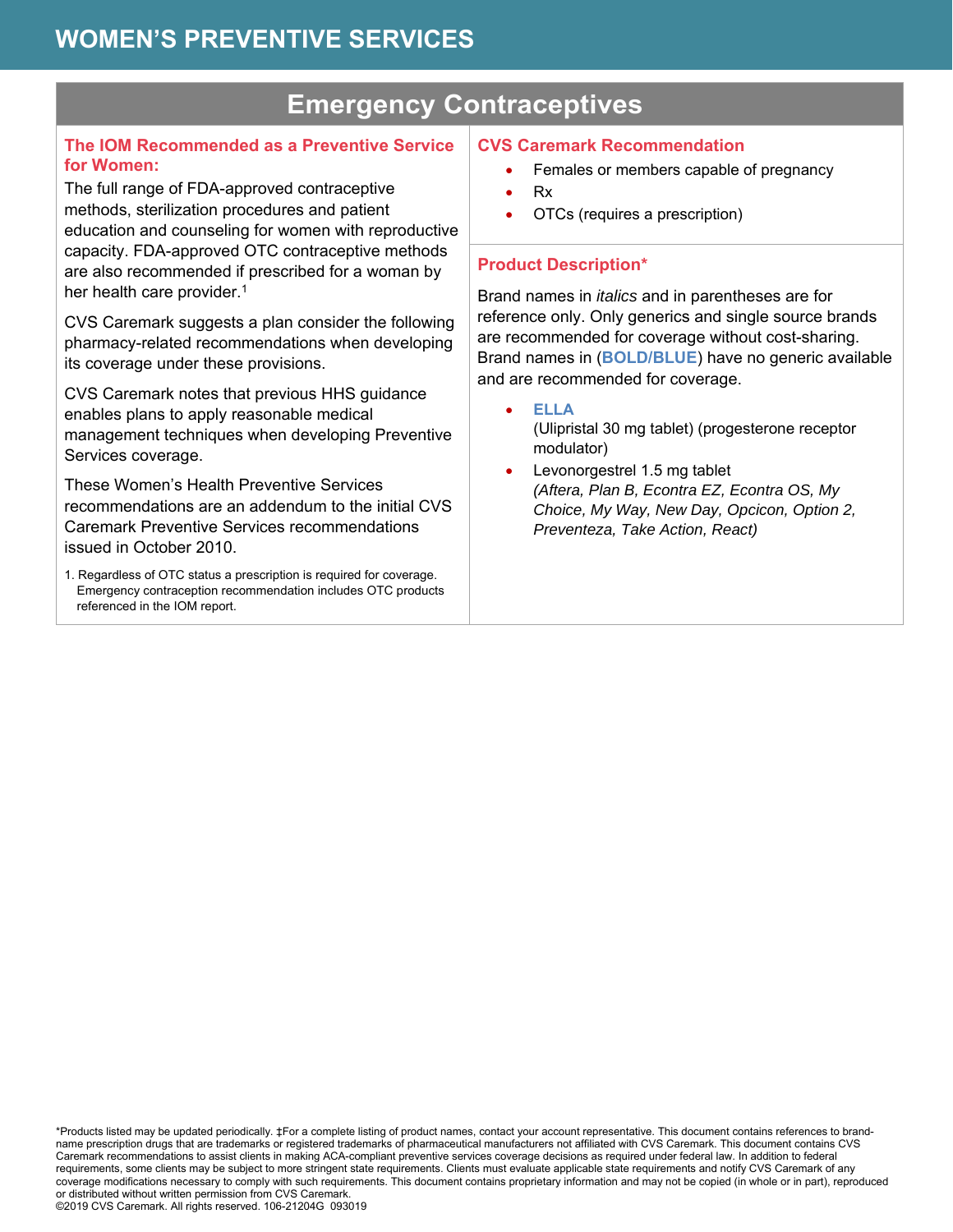# WOMEN'S PREVENTIVE SERVICES

## Emergency Contraceptives

### The IOM Recommended as a Preventive Service for Women:

The full range of FDA-approved contraceptive methods, sterilization procedures and patient education and counseling for women with reproductive capacity. FDA-approved OTC contraceptive methods are also recommended if prescribed for a woman by her health care provider.[1]

CVS Caremark suggests a plan consider the following pharmacy-related recommendations when developing its coverage under these provisions.

CVS Caremark notes that previous HHS guidance enables plans to apply reasonable medical management techniques when developing Preventive Services coverage.

These Women's Health Preventive Services recommendations are an addendum to the initial CVS Caremark Preventive Services recommendations issued in October 2010.

1. Regardless of OTC status a prescription is required for coverage. Emergency contraception recommendation includes OTC products referenced in the IOM report.

### CVS Caremark Recommendation

- Females or members capable of pregnancy
- Rx
- OTCs (requires a prescription)

### Product Description*

Brand names in *italics* and in parentheses are for reference only. Only generics and single source brands are recommended for coverage without cost-sharing. Brand names in (**BOLD/BLUE**) have no generic available and are recommended for coverage.

- **ELLA**
  (Ulipristal 30 mg tablet) (progesterone receptor modulator)
- Levonorgestrel 1.5 mg tablet
  *(Aftera, Plan B, Econtra EZ, Econtra OS, My Choice, My Way, New Day, Opcicon, Option 2, Preventeza, Take Action, React)*

*Products listed may be updated periodically. ‡For a complete listing of product names, contact your account representative. This document contains references to brand-name prescription drugs that are trademarks or registered trademarks of pharmaceutical manufacturers not affiliated with CVS Caremark. This document contains CVS Caremark recommendations to assist clients in making ACA-compliant preventive services coverage decisions as required under federal law. In addition to federal requirements, some clients may be subject to more stringent state requirements. Clients must evaluate applicable state requirements and notify CVS Caremark of any coverage modifications necessary to comply with such requirements. This document contains proprietary information and may not be copied (in whole or in part), reproduced or distributed without written permission from CVS Caremark.
©2019 CVS Caremark. All rights reserved. 106-21204G 093019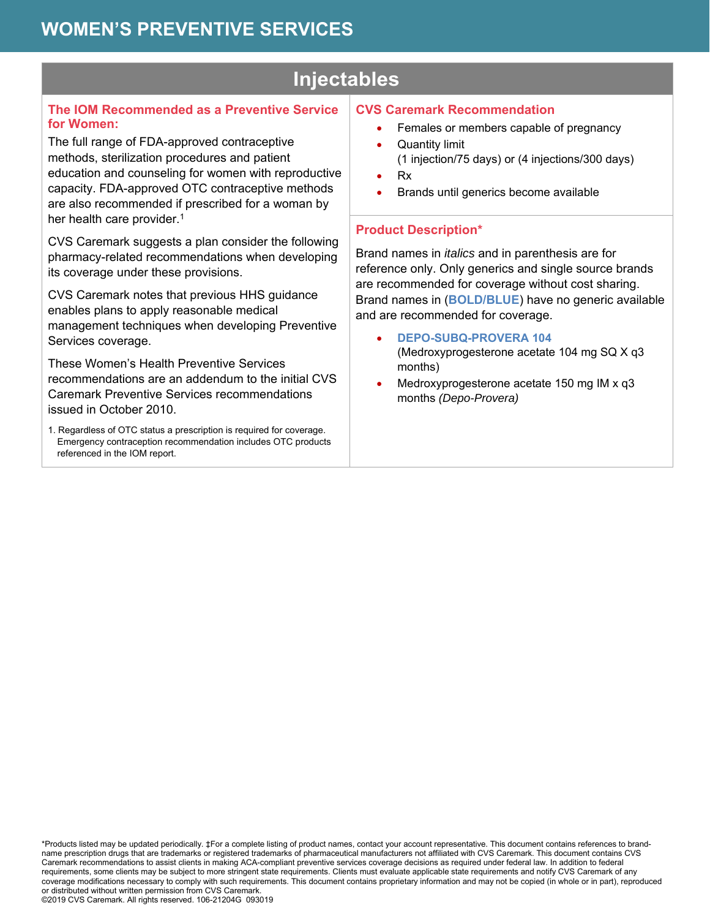# WOMEN'S PREVENTIVE SERVICES

## Injectables

### The IOM Recommended as a Preventive Service for Women:

The full range of FDA-approved contraceptive methods, sterilization procedures and patient education and counseling for women with reproductive capacity. FDA-approved OTC contraceptive methods are also recommended if prescribed for a woman by her health care provider.[1]

CVS Caremark suggests a plan consider the following pharmacy-related recommendations when developing its coverage under these provisions.

CVS Caremark notes that previous HHS guidance enables plans to apply reasonable medical management techniques when developing Preventive Services coverage.

These Women's Health Preventive Services recommendations are an addendum to the initial CVS Caremark Preventive Services recommendations issued in October 2010.

1. Regardless of OTC status a prescription is required for coverage. Emergency contraception recommendation includes OTC products referenced in the IOM report.

### CVS Caremark Recommendation

- Females or members capable of pregnancy
- Quantity limit
  (1 injection/75 days) or (4 injections/300 days)
- Rx
- Brands until generics become available

### Product Description*

Brand names in *italics* and in parenthesis are for reference only. Only generics and single source brands are recommended for coverage without cost sharing. Brand names in (**BOLD/BLUE**) have no generic available and are recommended for coverage.

- **DEPO-SUBQ-PROVERA 104**
  (Medroxyprogesterone acetate 104 mg SQ X q3 months)
- Medroxyprogesterone acetate 150 mg IM x q3 months *(Depo-Provera)*

*Products listed may be updated periodically. ‡For a complete listing of product names, contact your account representative. This document contains references to brand-name prescription drugs that are trademarks or registered trademarks of pharmaceutical manufacturers not affiliated with CVS Caremark. This document contains CVS Caremark recommendations to assist clients in making ACA-compliant preventive services coverage decisions as required under federal law. In addition to federal requirements, some clients may be subject to more stringent state requirements. Clients must evaluate applicable state requirements and notify CVS Caremark of any coverage modifications necessary to comply with such requirements. This document contains proprietary information and may not be copied (in whole or in part), reproduced or distributed without written permission from CVS Caremark.
©2019 CVS Caremark. All rights reserved. 106-21204G 093019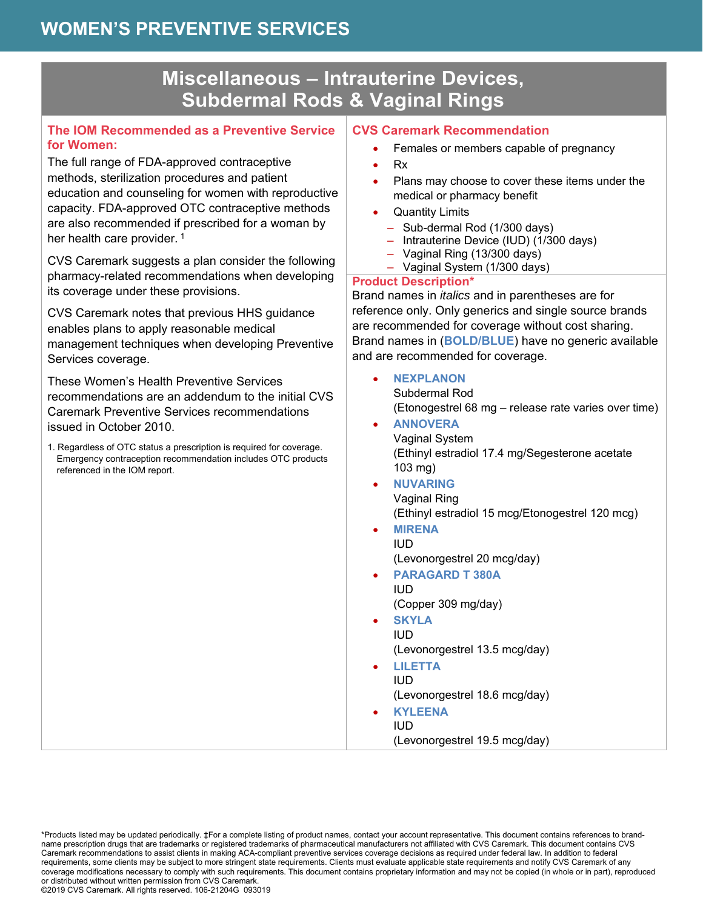# WOMEN'S PREVENTIVE SERVICES

## Miscellaneous – Intrauterine Devices, Subdermal Rods & Vaginal Rings

### The IOM Recommended as a Preventive Service for Women:

The full range of FDA-approved contraceptive methods, sterilization procedures and patient education and counseling for women with reproductive capacity. FDA-approved OTC contraceptive methods are also recommended if prescribed for a woman by her health care provider. [1]

CVS Caremark suggests a plan consider the following pharmacy-related recommendations when developing its coverage under these provisions.

CVS Caremark notes that previous HHS guidance enables plans to apply reasonable medical management techniques when developing Preventive Services coverage.

These Women's Health Preventive Services recommendations are an addendum to the initial CVS Caremark Preventive Services recommendations issued in October 2010.

1. Regardless of OTC status a prescription is required for coverage. Emergency contraception recommendation includes OTC products referenced in the IOM report.

### CVS Caremark Recommendation

- Females or members capable of pregnancy
- Rx
- Plans may choose to cover these items under the medical or pharmacy benefit
- Quantity Limits
  - Sub-dermal Rod (1/300 days)
  - Intrauterine Device (IUD) (1/300 days)
  - Vaginal Ring (13/300 days)
  - Vaginal System (1/300 days)

### Product Description*

Brand names in *italics* and in parentheses are for reference only. Only generics and single source brands are recommended for coverage without cost sharing. Brand names in (**BOLD/BLUE**) have no generic available and are recommended for coverage.

- **NEXPLANON**
  Subdermal Rod
  (Etonogestrel 68 mg – release rate varies over time)
- **ANNOVERA**
  Vaginal System
  (Ethinyl estradiol 17.4 mg/Segesterone acetate 103 mg)
- **NUVARING**
  Vaginal Ring
  (Ethinyl estradiol 15 mcg/Etonogestrel 120 mcg)
- **MIRENA**
  IUD
  (Levonorgestrel 20 mcg/day)
- **PARAGARD T 380A**
  IUD
  (Copper 309 mg/day)
- **SKYLA**
  IUD
  (Levonorgestrel 13.5 mcg/day)
- **LILETTA**
  IUD
  (Levonorgestrel 18.6 mcg/day)
- **KYLEENA**
  IUD
  (Levonorgestrel 19.5 mcg/day)

*Products listed may be updated periodically. ‡For a complete listing of product names, contact your account representative. This document contains references to brand-name prescription drugs that are trademarks or registered trademarks of pharmaceutical manufacturers not affiliated with CVS Caremark. This document contains CVS Caremark recommendations to assist clients in making ACA-compliant preventive services coverage decisions as required under federal law. In addition to federal requirements, some clients may be subject to more stringent state requirements. Clients must evaluate applicable state requirements and notify CVS Caremark of any coverage modifications necessary to comply with such requirements. This document contains proprietary information and may not be copied (in whole or in part), reproduced or distributed without written permission from CVS Caremark.
©2019 CVS Caremark. All rights reserved. 106-21204G 093019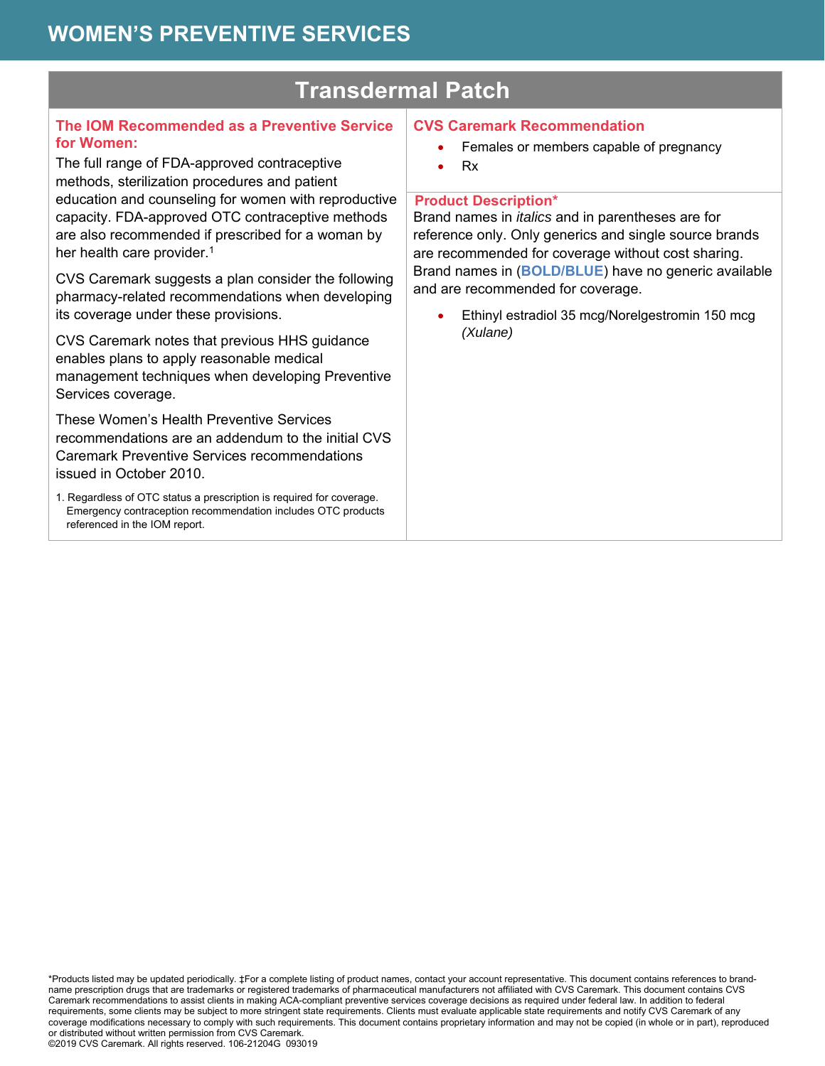# WOMEN'S PREVENTIVE SERVICES

## Transdermal Patch

### The IOM Recommended as a Preventive Service for Women:

The full range of FDA-approved contraceptive methods, sterilization procedures and patient education and counseling for women with reproductive capacity. FDA-approved OTC contraceptive methods are also recommended if prescribed for a woman by her health care provider.[1]

CVS Caremark suggests a plan consider the following pharmacy-related recommendations when developing its coverage under these provisions.

CVS Caremark notes that previous HHS guidance enables plans to apply reasonable medical management techniques when developing Preventive Services coverage.

These Women's Health Preventive Services recommendations are an addendum to the initial CVS Caremark Preventive Services recommendations issued in October 2010.

1. Regardless of OTC status a prescription is required for coverage. Emergency contraception recommendation includes OTC products referenced in the IOM report.

### CVS Caremark Recommendation

- Females or members capable of pregnancy
- Rx

### Product Description*

Brand names in *italics* and in parentheses are for reference only. Only generics and single source brands are recommended for coverage without cost sharing. Brand names in (**BOLD/BLUE**) have no generic available and are recommended for coverage.

- Ethinyl estradiol 35 mcg/Norelgestromin 150 mcg *(Xulane)*

*Products listed may be updated periodically. ‡For a complete listing of product names, contact your account representative. This document contains references to brand-name prescription drugs that are trademarks or registered trademarks of pharmaceutical manufacturers not affiliated with CVS Caremark. This document contains CVS Caremark recommendations to assist clients in making ACA-compliant preventive services coverage decisions as required under federal law. In addition to federal requirements, some clients may be subject to more stringent state requirements. Clients must evaluate applicable state requirements and notify CVS Caremark of any coverage modifications necessary to comply with such requirements. This document contains proprietary information and may not be copied (in whole or in part), reproduced or distributed without written permission from CVS Caremark.
©2019 CVS Caremark. All rights reserved. 106-21204G 093019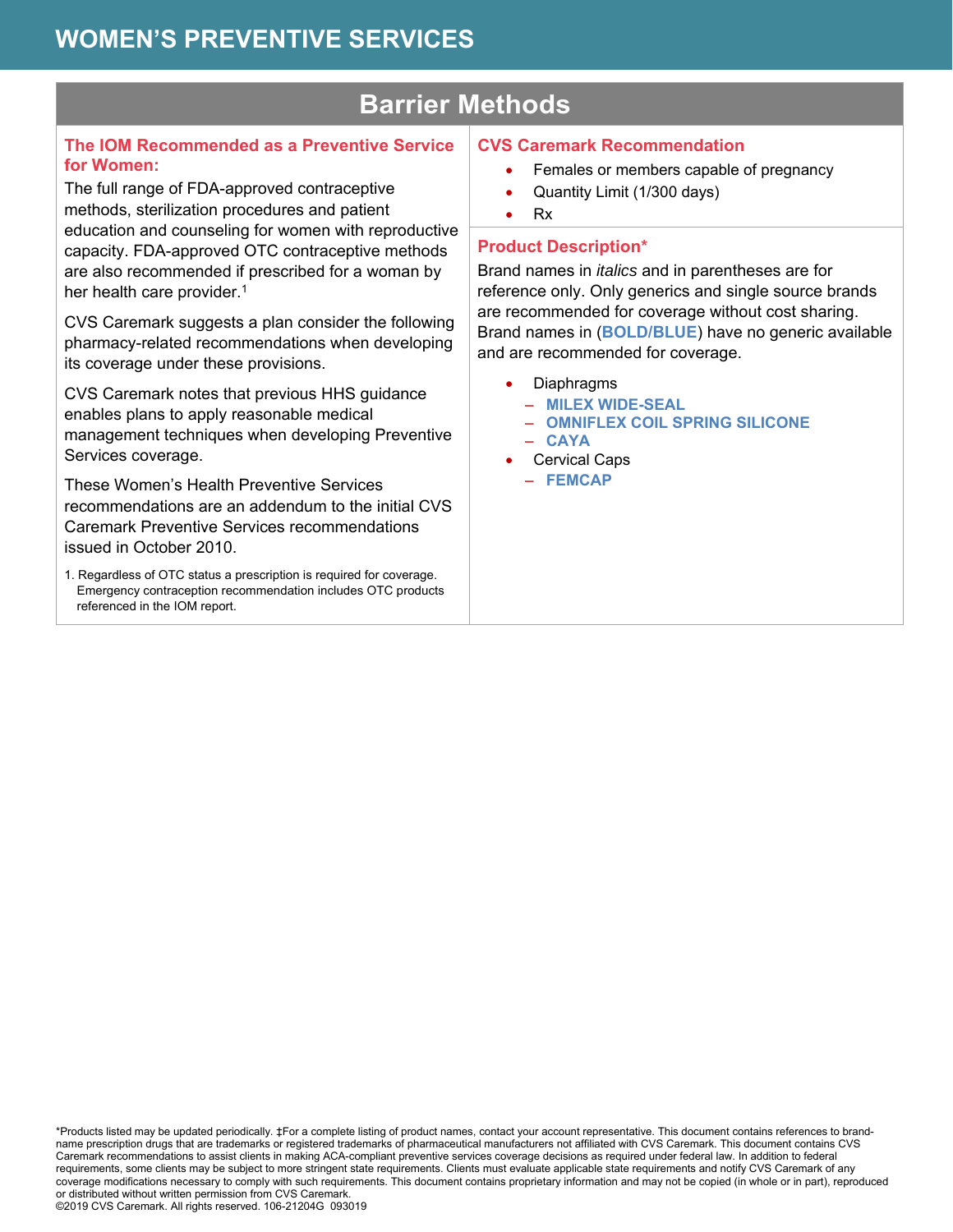# WOMEN'S PREVENTIVE SERVICES

## Barrier Methods

### The IOM Recommended as a Preventive Service for Women:

The full range of FDA-approved contraceptive methods, sterilization procedures and patient education and counseling for women with reproductive capacity. FDA-approved OTC contraceptive methods are also recommended if prescribed for a woman by her health care provider.[1]

CVS Caremark suggests a plan consider the following pharmacy-related recommendations when developing its coverage under these provisions.

CVS Caremark notes that previous HHS guidance enables plans to apply reasonable medical management techniques when developing Preventive Services coverage.

These Women's Health Preventive Services recommendations are an addendum to the initial CVS Caremark Preventive Services recommendations issued in October 2010.

1. Regardless of OTC status a prescription is required for coverage. Emergency contraception recommendation includes OTC products referenced in the IOM report.

### CVS Caremark Recommendation

- Females or members capable of pregnancy
- Quantity Limit (1/300 days)
- Rx

### Product Description*

Brand names in *italics* and in parentheses are for reference only. Only generics and single source brands are recommended for coverage without cost sharing. Brand names in (**BOLD/BLUE**) have no generic available and are recommended for coverage.

- Diaphragms
  - **MILEX WIDE-SEAL**
  - **OMNIFLEX COIL SPRING SILICONE**
  - **CAYA**
- Cervical Caps
  - **FEMCAP**

*Products listed may be updated periodically. ‡For a complete listing of product names, contact your account representative. This document contains references to brand-name prescription drugs that are trademarks or registered trademarks of pharmaceutical manufacturers not affiliated with CVS Caremark. This document contains CVS Caremark recommendations to assist clients in making ACA-compliant preventive services coverage decisions as required under federal law. In addition to federal requirements, some clients may be subject to more stringent state requirements. Clients must evaluate applicable state requirements and notify CVS Caremark of any coverage modifications necessary to comply with such requirements. This document contains proprietary information and may not be copied (in whole or in part), reproduced or distributed without written permission from CVS Caremark.
©2019 CVS Caremark. All rights reserved. 106-21204G 093019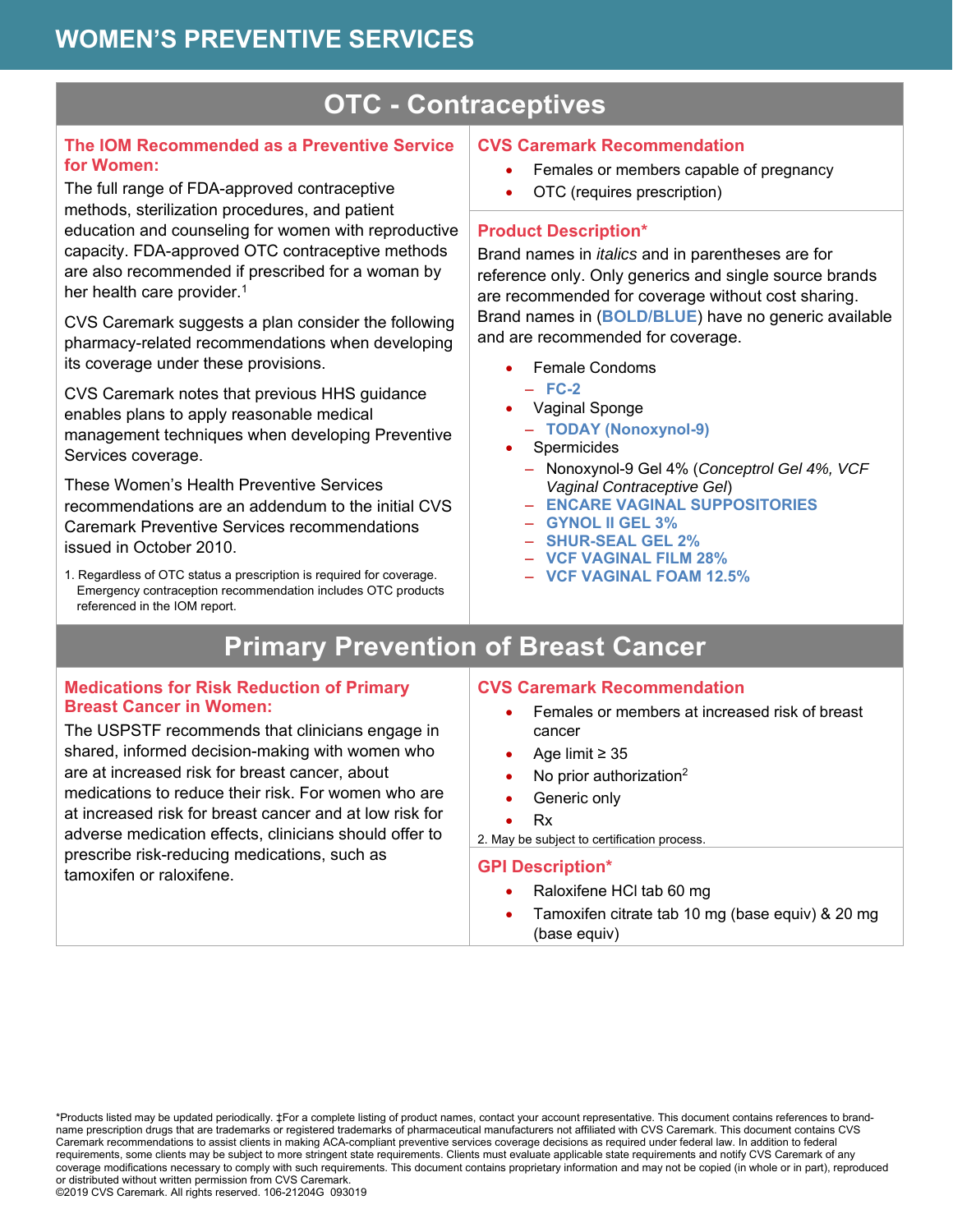# WOMEN'S PREVENTIVE SERVICES

## OTC - Contraceptives

### The IOM Recommended as a Preventive Service for Women:

The full range of FDA-approved contraceptive methods, sterilization procedures, and patient education and counseling for women with reproductive capacity. FDA-approved OTC contraceptive methods are also recommended if prescribed for a woman by her health care provider.[1]

CVS Caremark suggests a plan consider the following pharmacy-related recommendations when developing its coverage under these provisions.

CVS Caremark notes that previous HHS guidance enables plans to apply reasonable medical management techniques when developing Preventive Services coverage.

These Women's Health Preventive Services recommendations are an addendum to the initial CVS Caremark Preventive Services recommendations issued in October 2010.

1. Regardless of OTC status a prescription is required for coverage. Emergency contraception recommendation includes OTC products referenced in the IOM report.

### CVS Caremark Recommendation

- Females or members capable of pregnancy
- OTC (requires prescription)

### Product Description*

Brand names in *italics* and in parentheses are for reference only. Only generics and single source brands are recommended for coverage without cost sharing. Brand names in (**BOLD/BLUE**) have no generic available and are recommended for coverage.

- Female Condoms
  - **FC-2**
- Vaginal Sponge
  - **TODAY (Nonoxynol-9)**
- Spermicides
  - Nonoxynol-9 Gel 4% (*Conceptrol Gel 4%, VCF Vaginal Contraceptive Gel*)
  - **ENCARE VAGINAL SUPPOSITORIES**
  - **GYNOL II GEL 3%**
  - **SHUR-SEAL GEL 2%**
  - **VCF VAGINAL FILM 28%**
  - **VCF VAGINAL FOAM 12.5%**

## Primary Prevention of Breast Cancer

### Medications for Risk Reduction of Primary Breast Cancer in Women:

The USPSTF recommends that clinicians engage in shared, informed decision-making with women who are at increased risk for breast cancer, about medications to reduce their risk. For women who are at increased risk for breast cancer and at low risk for adverse medication effects, clinicians should offer to prescribe risk-reducing medications, such as tamoxifen or raloxifene.

### CVS Caremark Recommendation

- Females or members at increased risk of breast cancer
- Age limit ≥ 35
- No prior authorization[2]
- Generic only
- Rx

2. May be subject to certification process.

### GPI Description*

- Raloxifene HCl tab 60 mg
- Tamoxifen citrate tab 10 mg (base equiv) & 20 mg (base equiv)

*Products listed may be updated periodically. ‡For a complete listing of product names, contact your account representative. This document contains references to brand-name prescription drugs that are trademarks or registered trademarks of pharmaceutical manufacturers not affiliated with CVS Caremark. This document contains CVS Caremark recommendations to assist clients in making ACA-compliant preventive services coverage decisions as required under federal law. In addition to federal requirements, some clients may be subject to more stringent state requirements. Clients must evaluate applicable state requirements and notify CVS Caremark of any coverage modifications necessary to comply with such requirements. This document contains proprietary information and may not be copied (in whole or in part), reproduced or distributed without written permission from CVS Caremark.
©2019 CVS Caremark. All rights reserved. 106-21204G 093019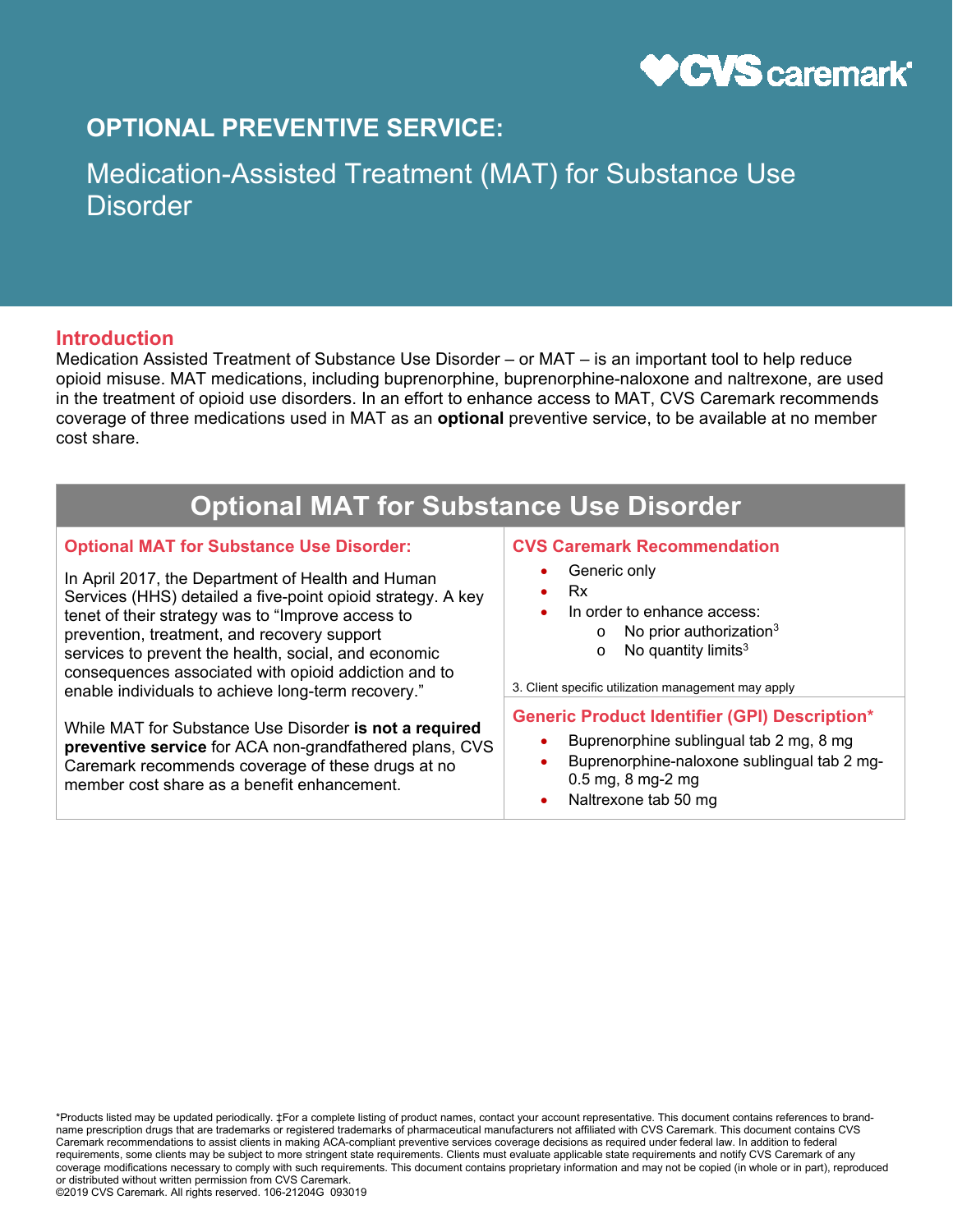# OPTIONAL PREVENTIVE SERVICE:

## Medication-Assisted Treatment (MAT) for Substance Use Disorder

### Introduction

Medication Assisted Treatment of Substance Use Disorder – or MAT – is an important tool to help reduce opioid misuse. MAT medications, including buprenorphine, buprenorphine-naloxone and naltrexone, are used in the treatment of opioid use disorders. In an effort to enhance access to MAT, CVS Caremark recommends coverage of three medications used in MAT as an **optional** preventive service, to be available at no member cost share.

## Optional MAT for Substance Use Disorder

### Optional MAT for Substance Use Disorder:

In April 2017, the Department of Health and Human Services (HHS) detailed a five-point opioid strategy. A key tenet of their strategy was to "Improve access to prevention, treatment, and recovery support services to prevent the health, social, and economic consequences associated with opioid addiction and to enable individuals to achieve long-term recovery."

While MAT for Substance Use Disorder **is not a required preventive service** for ACA non-grandfathered plans, CVS Caremark recommends coverage of these drugs at no member cost share as a benefit enhancement.

### CVS Caremark Recommendation

- Generic only
- Rx
- In order to enhance access:
  - No prior authorization[3]
  - No quantity limits[3]

3. Client specific utilization management may apply

### Generic Product Identifier (GPI) Description*

- Buprenorphine sublingual tab 2 mg, 8 mg
- Buprenorphine-naloxone sublingual tab 2 mg-0.5 mg, 8 mg-2 mg
- Naltrexone tab 50 mg

*Products listed may be updated periodically. ‡For a complete listing of product names, contact your account representative. This document contains references to brand-name prescription drugs that are trademarks or registered trademarks of pharmaceutical manufacturers not affiliated with CVS Caremark. This document contains CVS Caremark recommendations to assist clients in making ACA-compliant preventive services coverage decisions as required under federal law. In addition to federal requirements, some clients may be subject to more stringent state requirements. Clients must evaluate applicable state requirements and notify CVS Caremark of any coverage modifications necessary to comply with such requirements. This document contains proprietary information and may not be copied (in whole or in part), reproduced or distributed without written permission from CVS Caremark.
©2019 CVS Caremark. All rights reserved. 106-21204G 093019